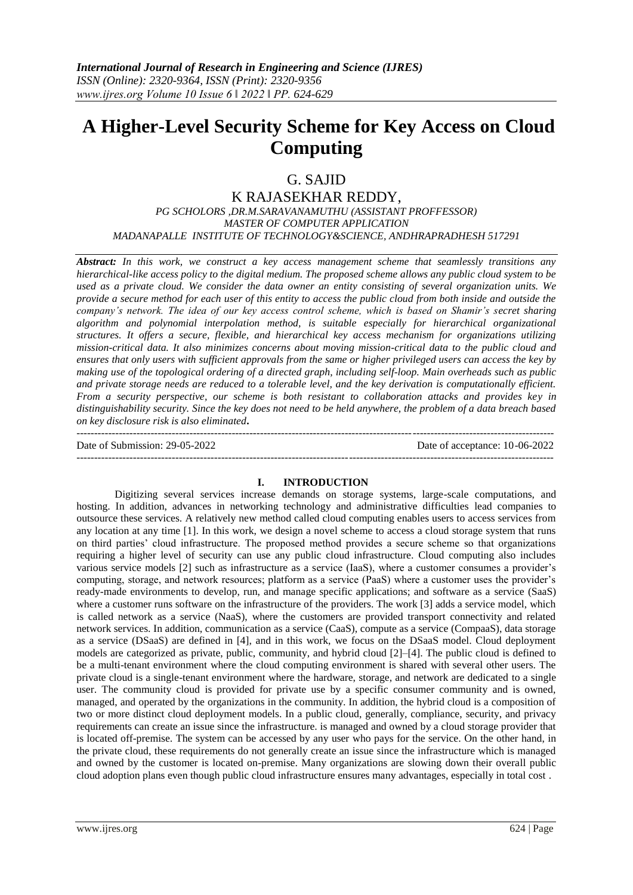# A Higher-Level Security Scheme for Key Access on Cloud Computing

G. SAJID

K RAJASEKHAR REDDY,

*PG SCHOLORS ,DR.M.SARAVANAMUTHU (ASSISTANT PROFFESSOR)*
*MASTER OF COMPUTER APPLICATION*
*MADANAPALLE INSTITUTE OF TECHNOLOGY&SCIENCE, ANDHRAPRADHESH 517291*

***Abstract:*** *In this work, we construct a key access management scheme that seamlessly transitions any hierarchical-like access policy to the digital medium. The proposed scheme allows any public cloud system to be used as a private cloud. We consider the data owner an entity consisting of several organization units. We provide a secure method for each user of this entity to access the public cloud from both inside and outside the company's network. The idea of our key access control scheme, which is based on Shamir's secret sharing algorithm and polynomial interpolation method, is suitable especially for hierarchical organizational structures. It offers a secure, flexible, and hierarchical key access mechanism for organizations utilizing mission-critical data. It also minimizes concerns about moving mission-critical data to the public cloud and ensures that only users with sufficient approvals from the same or higher privileged users can access the key by making use of the topological ordering of a directed graph, including self-loop. Main overheads such as public and private storage needs are reduced to a tolerable level, and the key derivation is computationally efficient. From a security perspective, our scheme is both resistant to collaboration attacks and provides key in distinguishability security. Since the key does not need to be held anywhere, the problem of a data breach based on key disclosure risk is also eliminated.*

Date of Submission: 29-05-2022 Date of acceptance: 10-06-2022

## I. INTRODUCTION

Digitizing several services increase demands on storage systems, large-scale computations, and hosting. In addition, advances in networking technology and administrative difficulties lead companies to outsource these services. A relatively new method called cloud computing enables users to access services from any location at any time [1]. In this work, we design a novel scheme to access a cloud storage system that runs on third parties' cloud infrastructure. The proposed method provides a secure scheme so that organizations requiring a higher level of security can use any public cloud infrastructure. Cloud computing also includes various service models [2] such as infrastructure as a service (IaaS), where a customer consumes a provider's computing, storage, and network resources; platform as a service (PaaS) where a customer uses the provider's ready-made environments to develop, run, and manage specific applications; and software as a service (SaaS) where a customer runs software on the infrastructure of the providers. The work [3] adds a service model, which is called network as a service (NaaS), where the customers are provided transport connectivity and related network services. In addition, communication as a service (CaaS), compute as a service (CompaaS), data storage as a service (DSaaS) are defined in [4], and in this work, we focus on the DSaaS model. Cloud deployment models are categorized as private, public, community, and hybrid cloud [2]–[4]. The public cloud is defined to be a multi-tenant environment where the cloud computing environment is shared with several other users. The private cloud is a single-tenant environment where the hardware, storage, and network are dedicated to a single user. The community cloud is provided for private use by a specific consumer community and is owned, managed, and operated by the organizations in the community. In addition, the hybrid cloud is a composition of two or more distinct cloud deployment models. In a public cloud, generally, compliance, security, and privacy requirements can create an issue since the infrastructure. is managed and owned by a cloud storage provider that is located off-premise. The system can be accessed by any user who pays for the service. On the other hand, in the private cloud, these requirements do not generally create an issue since the infrastructure which is managed and owned by the customer is located on-premise. Many organizations are slowing down their overall public cloud adoption plans even though public cloud infrastructure ensures many advantages, especially in total cost .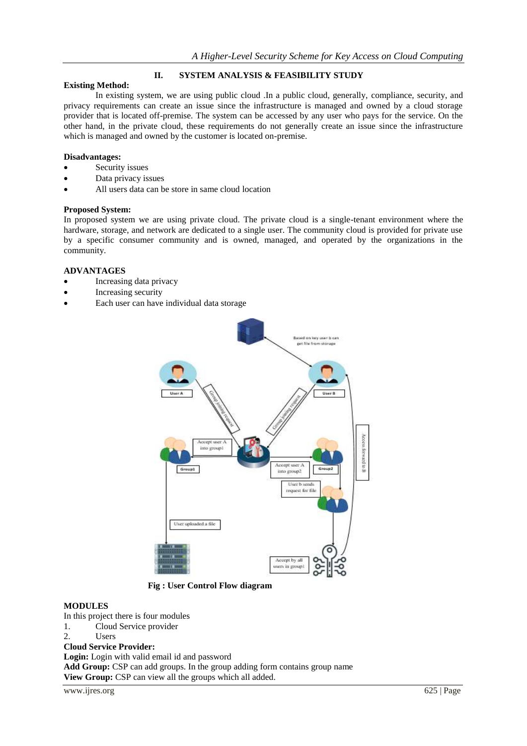## II. SYSTEM ANALYSIS & FEASIBILITY STUDY

**Existing Method:**

In existing system, we are using public cloud .In a public cloud, generally, compliance, security, and privacy requirements can create an issue since the infrastructure is managed and owned by a cloud storage provider that is located off-premise. The system can be accessed by any user who pays for the service. On the other hand, in the private cloud, these requirements do not generally create an issue since the infrastructure which is managed and owned by the customer is located on-premise.

**Disadvantages:**

- Security issues
- Data privacy issues
- All users data can be store in same cloud location

**Proposed System:**

In proposed system we are using private cloud. The private cloud is a single-tenant environment where the hardware, storage, and network are dedicated to a single user. The community cloud is provided for private use by a specific consumer community and is owned, managed, and operated by the organizations in the community.

**ADVANTAGES**

- Increasing data privacy
- Increasing security
- Each user can have individual data storage

**Fig : User Control Flow diagram**

**MODULES**

In this project there is four modules

1. Cloud Service provider
2. Users

**Cloud Service Provider:**

**Login:** Login with valid email id and password

**Add Group:** CSP can add groups. In the group adding form contains group name

**View Group:** CSP can view all the groups which all added.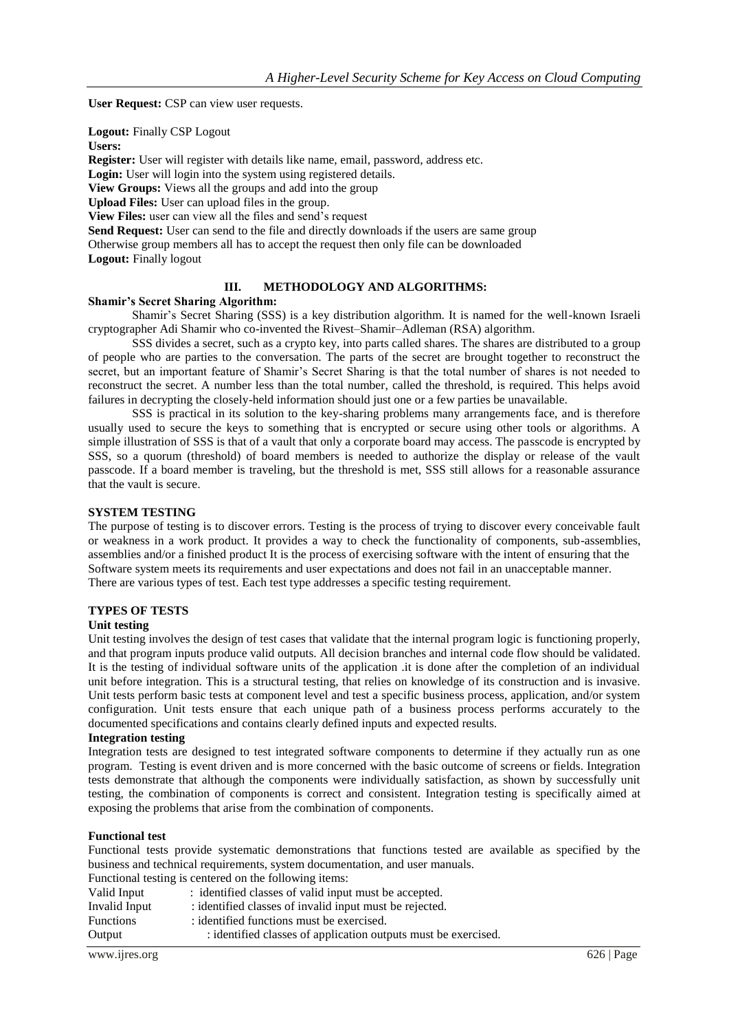**User Request:** CSP can view user requests.

**Logout:** Finally CSP Logout

**Users:**

**Register:** User will register with details like name, email, password, address etc.

**Login:** User will login into the system using registered details.

**View Groups:** Views all the groups and add into the group

**Upload Files:** User can upload files in the group.

**View Files:** user can view all the files and send's request

**Send Request:** User can send to the file and directly downloads if the users are same group Otherwise group members all has to accept the request then only file can be downloaded

**Logout:** Finally logout

## III. METHODOLOGY AND ALGORITHMS:

**Shamir's Secret Sharing Algorithm:**

Shamir's Secret Sharing (SSS) is a key distribution algorithm. It is named for the well-known Israeli cryptographer Adi Shamir who co-invented the Rivest–Shamir–Adleman (RSA) algorithm.

SSS divides a secret, such as a crypto key, into parts called shares. The shares are distributed to a group of people who are parties to the conversation. The parts of the secret are brought together to reconstruct the secret, but an important feature of Shamir's Secret Sharing is that the total number of shares is not needed to reconstruct the secret. A number less than the total number, called the threshold, is required. This helps avoid failures in decrypting the closely-held information should just one or a few parties be unavailable.

SSS is practical in its solution to the key-sharing problems many arrangements face, and is therefore usually used to secure the keys to something that is encrypted or secure using other tools or algorithms. A simple illustration of SSS is that of a vault that only a corporate board may access. The passcode is encrypted by SSS, so a quorum (threshold) of board members is needed to authorize the display or release of the vault passcode. If a board member is traveling, but the threshold is met, SSS still allows for a reasonable assurance that the vault is secure.

**SYSTEM TESTING**

The purpose of testing is to discover errors. Testing is the process of trying to discover every conceivable fault or weakness in a work product. It provides a way to check the functionality of components, sub-assemblies, assemblies and/or a finished product It is the process of exercising software with the intent of ensuring that the Software system meets its requirements and user expectations and does not fail in an unacceptable manner. There are various types of test. Each test type addresses a specific testing requirement.

**TYPES OF TESTS**

**Unit testing**

Unit testing involves the design of test cases that validate that the internal program logic is functioning properly, and that program inputs produce valid outputs. All decision branches and internal code flow should be validated. It is the testing of individual software units of the application .it is done after the completion of an individual unit before integration. This is a structural testing, that relies on knowledge of its construction and is invasive. Unit tests perform basic tests at component level and test a specific business process, application, and/or system configuration. Unit tests ensure that each unique path of a business process performs accurately to the documented specifications and contains clearly defined inputs and expected results.

**Integration testing**

Integration tests are designed to test integrated software components to determine if they actually run as one program. Testing is event driven and is more concerned with the basic outcome of screens or fields. Integration tests demonstrate that although the components were individually satisfaction, as shown by successfully unit testing, the combination of components is correct and consistent. Integration testing is specifically aimed at exposing the problems that arise from the combination of components.

**Functional test**

Functional tests provide systematic demonstrations that functions tested are available as specified by the business and technical requirements, system documentation, and user manuals.

Functional testing is centered on the following items:

Valid Input : identified classes of valid input must be accepted.
Invalid Input : identified classes of invalid input must be rejected.
Functions : identified functions must be exercised.
Output : identified classes of application outputs must be exercised.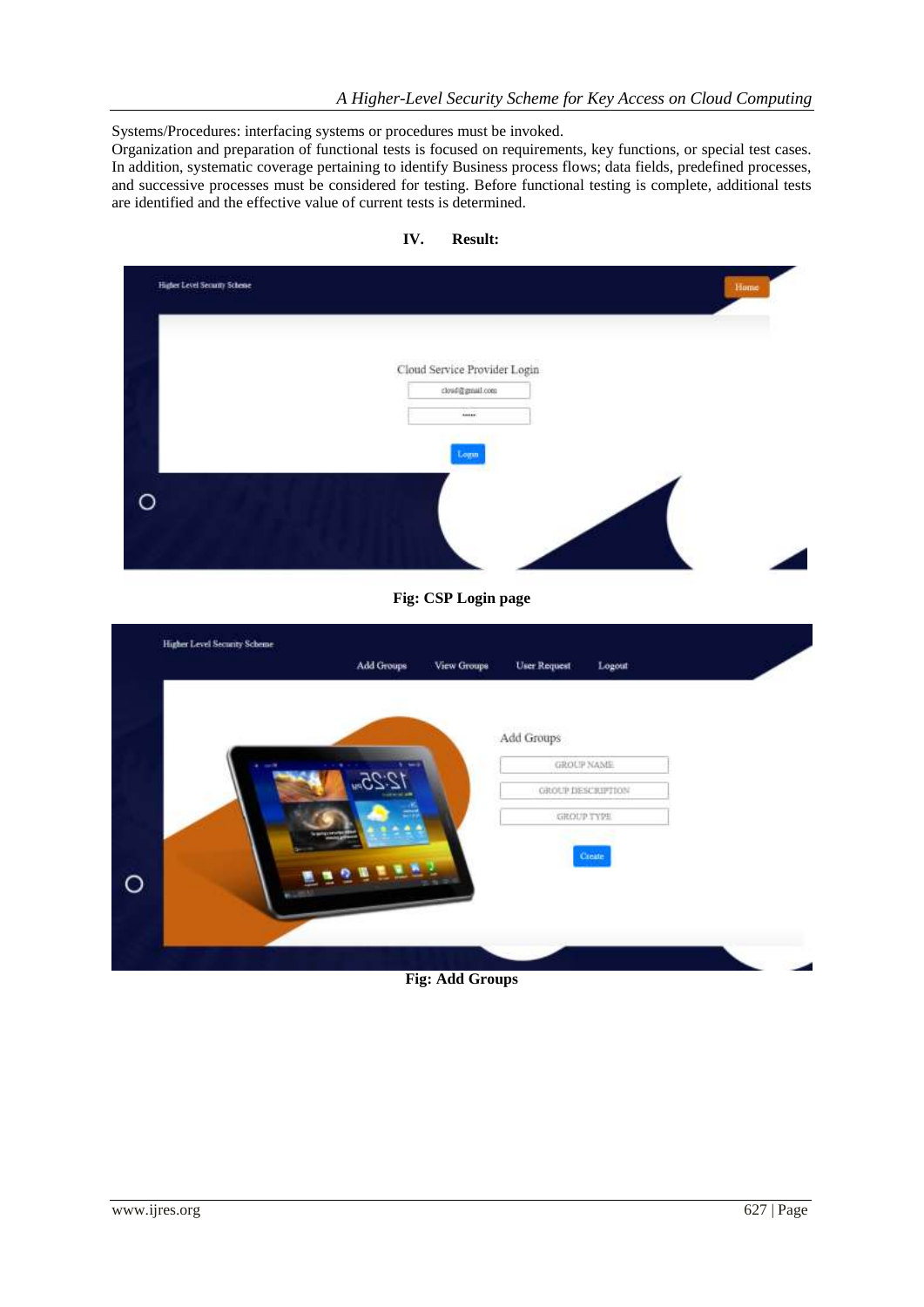Systems/Procedures: interfacing systems or procedures must be invoked.
Organization and preparation of functional tests is focused on requirements, key functions, or special test cases. In addition, systematic coverage pertaining to identify Business process flows; data fields, predefined processes, and successive processes must be considered for testing. Before functional testing is complete, additional tests are identified and the effective value of current tests is determined.

## IV. Result:

**Fig: CSP Login page**

**Fig: Add Groups**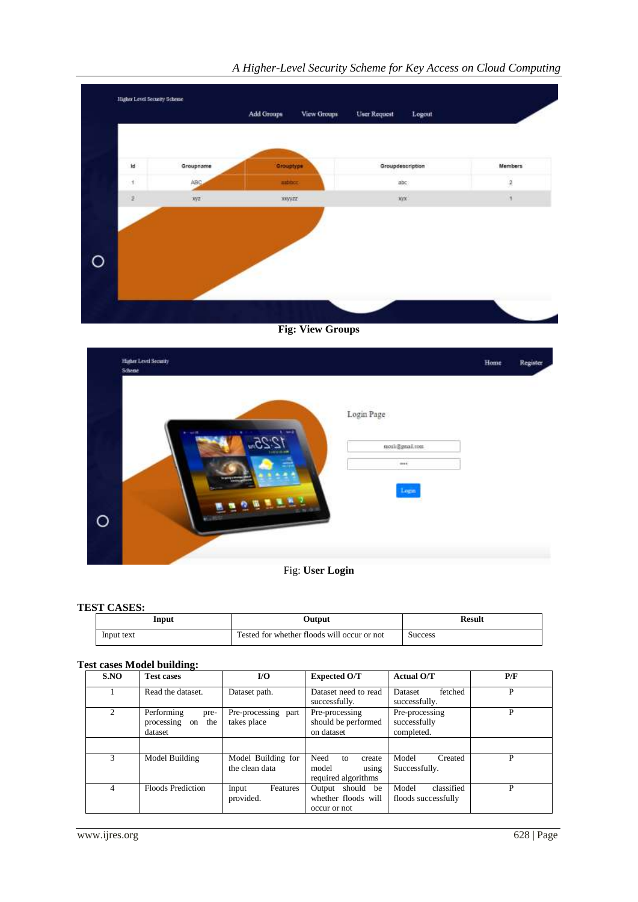Fig: View Groups

Fig: **User Login**

**TEST CASES:**

| Input | Output | Result |
|---|---|---|
| Input text | Tested for whether floods will occur or not | Success |

**Test cases Model building:**

| S.NO | Test cases | I/O | Expected O/T | Actual O/T | P/F |
|---|---|---|---|---|---|
| 1 | Read the dataset. | Dataset path. | Dataset need to read successfully. | Dataset fetched successfully. | P |
| 2 | Performing pre-processing on the dataset | Pre-processing part takes place | Pre-processing should be performed on dataset | Pre-processing successfully completed. | P |
| | | | | | |
| 3 | Model Building | Model Building for the clean data | Need to create model using required algorithms | Model Created Successfully. | P |
| 4 | Floods Prediction | Input Features provided. | Output should be whether floods will occur or not | Model classified floods successfully | P |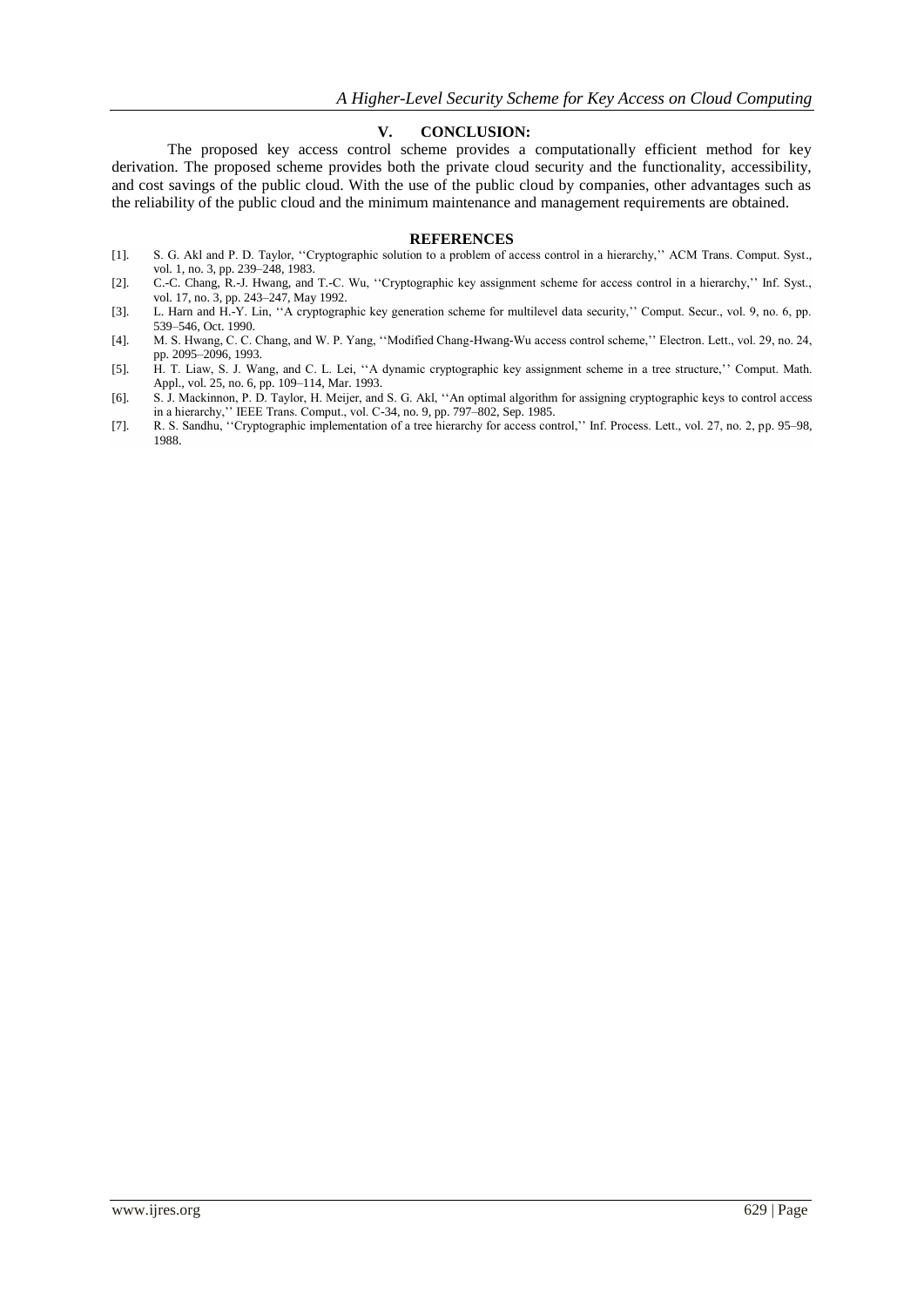## V. CONCLUSION:

The proposed key access control scheme provides a computationally efficient method for key derivation. The proposed scheme provides both the private cloud security and the functionality, accessibility, and cost savings of the public cloud. With the use of the public cloud by companies, other advantages such as the reliability of the public cloud and the minimum maintenance and management requirements are obtained.

## REFERENCES

[1]. S. G. Akl and P. D. Taylor, ''Cryptographic solution to a problem of access control in a hierarchy,'' ACM Trans. Comput. Syst., vol. 1, no. 3, pp. 239–248, 1983.

[2]. C.-C. Chang, R.-J. Hwang, and T.-C. Wu, ''Cryptographic key assignment scheme for access control in a hierarchy,'' Inf. Syst., vol. 17, no. 3, pp. 243–247, May 1992.

[3]. L. Harn and H.-Y. Lin, ''A cryptographic key generation scheme for multilevel data security,'' Comput. Secur., vol. 9, no. 6, pp. 539–546, Oct. 1990.

[4]. M. S. Hwang, C. C. Chang, and W. P. Yang, ''Modified Chang-Hwang-Wu access control scheme,'' Electron. Lett., vol. 29, no. 24, pp. 2095–2096, 1993.

[5]. H. T. Liaw, S. J. Wang, and C. L. Lei, ''A dynamic cryptographic key assignment scheme in a tree structure,'' Comput. Math. Appl., vol. 25, no. 6, pp. 109–114, Mar. 1993.

[6]. S. J. Mackinnon, P. D. Taylor, H. Meijer, and S. G. Akl, ''An optimal algorithm for assigning cryptographic keys to control access in a hierarchy,'' IEEE Trans. Comput., vol. C-34, no. 9, pp. 797–802, Sep. 1985.

[7]. R. S. Sandhu, ''Cryptographic implementation of a tree hierarchy for access control,'' Inf. Process. Lett., vol. 27, no. 2, pp. 95–98, 1988.